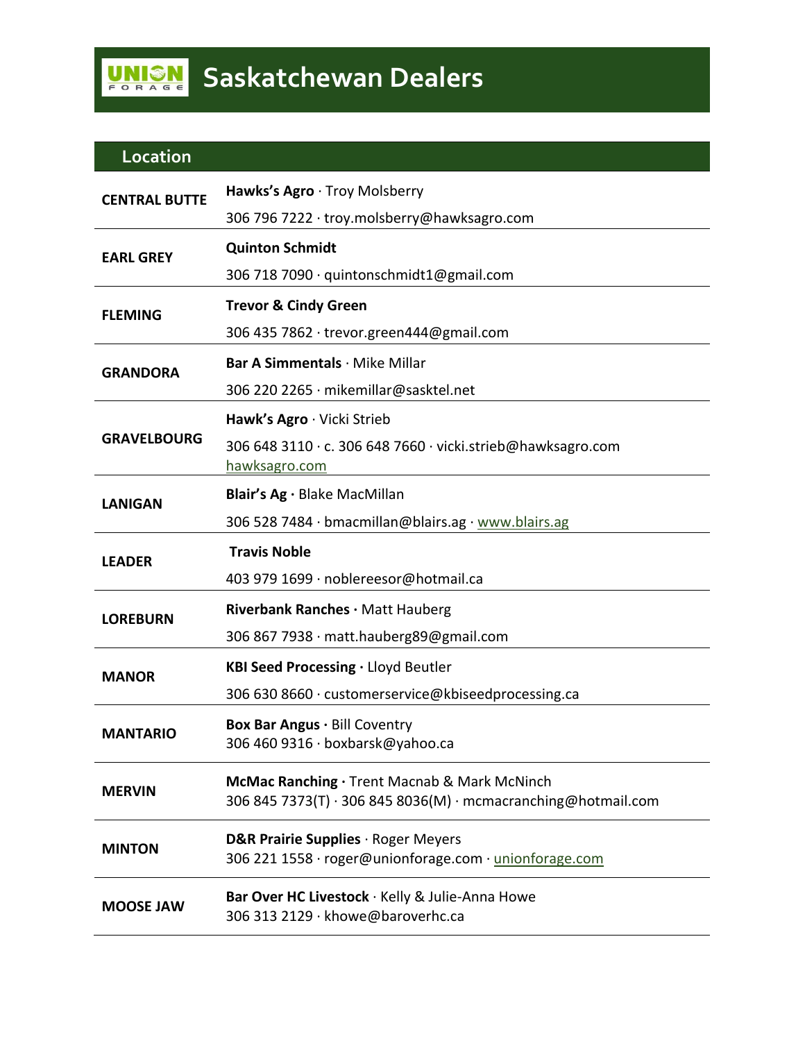# Saskatchewan Dealers

| Location | |
|---|---|
| **CENTRAL BUTTE** | **Hawks's Agro** · Troy Molsberry<br>306 796 7222 · troy.molsberry@hawksagro.com |
| **EARL GREY** | **Quinton Schmidt**<br>306 718 7090 · quintonschmidt1@gmail.com |
| **FLEMING** | **Trevor & Cindy Green**<br>306 435 7862 · trevor.green444@gmail.com |
| **GRANDORA** | **Bar A Simmentals** · Mike Millar<br>306 220 2265 · mikemillar@sasktel.net |
| **GRAVELBOURG** | **Hawk's Agro** · Vicki Strieb<br>306 648 3110 · c. 306 648 7660 · vicki.strieb@hawksagro.com<br>hawksagro.com |
| **LANIGAN** | **Blair's Ag ·** Blake MacMillan<br>306 528 7484 · bmacmillan@blairs.ag · www.blairs.ag |
| **LEADER** | **Travis Noble**<br>403 979 1699 · noblereesor@hotmail.ca |
| **LOREBURN** | **Riverbank Ranches ·** Matt Hauberg<br>306 867 7938 · matt.hauberg89@gmail.com |
| **MANOR** | **KBI Seed Processing ·** Lloyd Beutler<br>306 630 8660 · customerservice@kbiseedprocessing.ca |
| **MANTARIO** | **Box Bar Angus ·** Bill Coventry<br>306 460 9316 · boxbarsk@yahoo.ca |
| **MERVIN** | **McMac Ranching ·** Trent Macnab & Mark McNinch<br>306 845 7373(T) · 306 845 8036(M) · mcmacranching@hotmail.com |
| **MINTON** | **D&R Prairie Supplies** · Roger Meyers<br>306 221 1558 · roger@unionforage.com · unionforage.com |
| **MOOSE JAW** | **Bar Over HC Livestock** · Kelly & Julie-Anna Howe<br>306 313 2129 · khowe@baroverhc.ca |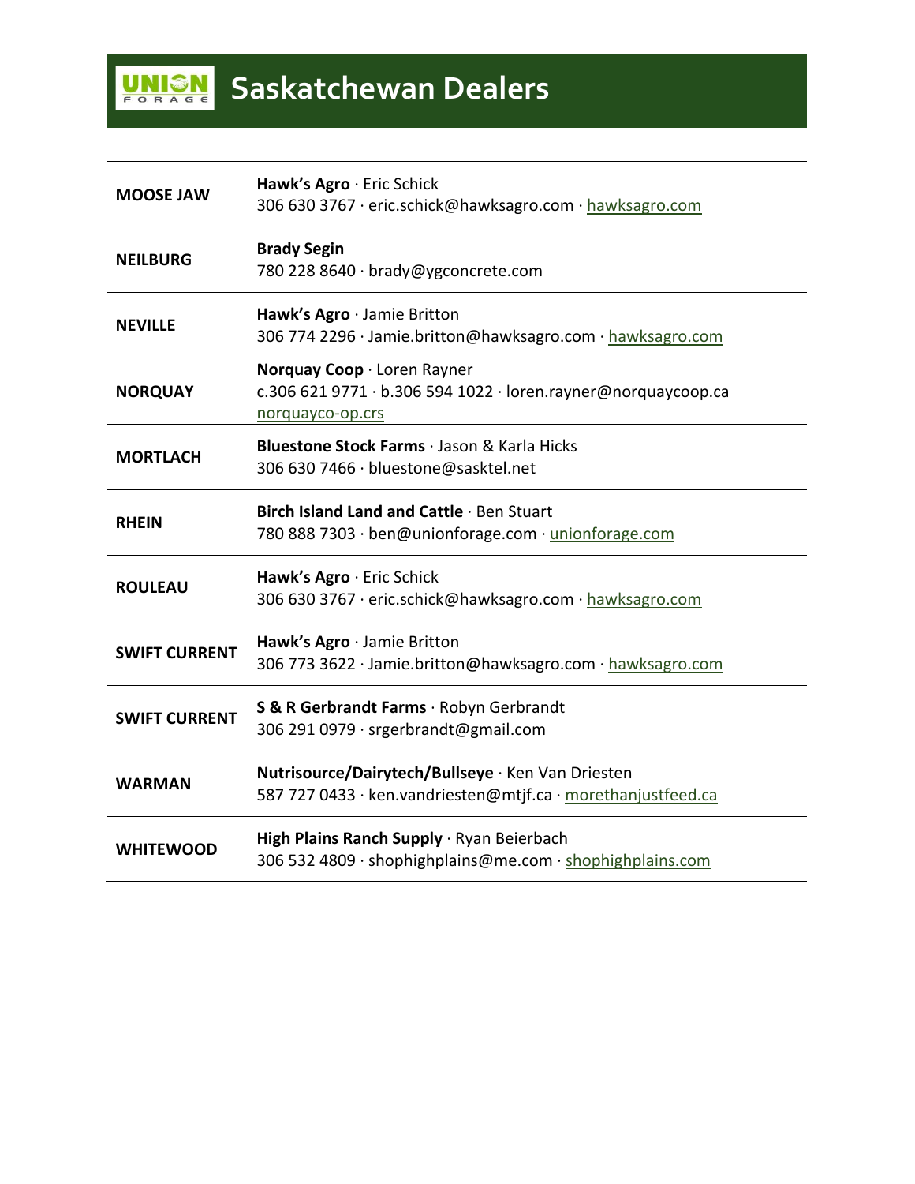# Saskatchewan Dealers

| | |
|---|---|
| **MOOSE JAW** | **Hawk's Agro** · Eric Schick<br>306 630 3767 · eric.schick@hawksagro.com · hawksagro.com |
| **NEILBURG** | **Brady Segin**<br>780 228 8640 · brady@ygconcrete.com |
| **NEVILLE** | **Hawk's Agro** · Jamie Britton<br>306 774 2296 · Jamie.britton@hawksagro.com · hawksagro.com |
| **NORQUAY** | **Norquay Coop** · Loren Rayner<br>c.306 621 9771 · b.306 594 1022 · loren.rayner@norquaycoop.ca<br>norquayco-op.crs |
| **MORTLACH** | **Bluestone Stock Farms** · Jason & Karla Hicks<br>306 630 7466 · bluestone@sasktel.net |
| **RHEIN** | **Birch Island Land and Cattle** · Ben Stuart<br>780 888 7303 · ben@unionforage.com · unionforage.com |
| **ROULEAU** | **Hawk's Agro** · Eric Schick<br>306 630 3767 · eric.schick@hawksagro.com · hawksagro.com |
| **SWIFT CURRENT** | **Hawk's Agro** · Jamie Britton<br>306 773 3622 · Jamie.britton@hawksagro.com · hawksagro.com |
| **SWIFT CURRENT** | **S & R Gerbrandt Farms** · Robyn Gerbrandt<br>306 291 0979 · srgerbrandt@gmail.com |
| **WARMAN** | **Nutrisource/Dairytech/Bullseye** · Ken Van Driesten<br>587 727 0433 · ken.vandriesten@mtjf.ca · morethanjustfeed.ca |
| **WHITEWOOD** | **High Plains Ranch Supply** · Ryan Beierbach<br>306 532 4809 · shophighplains@me.com · shophighplains.com |